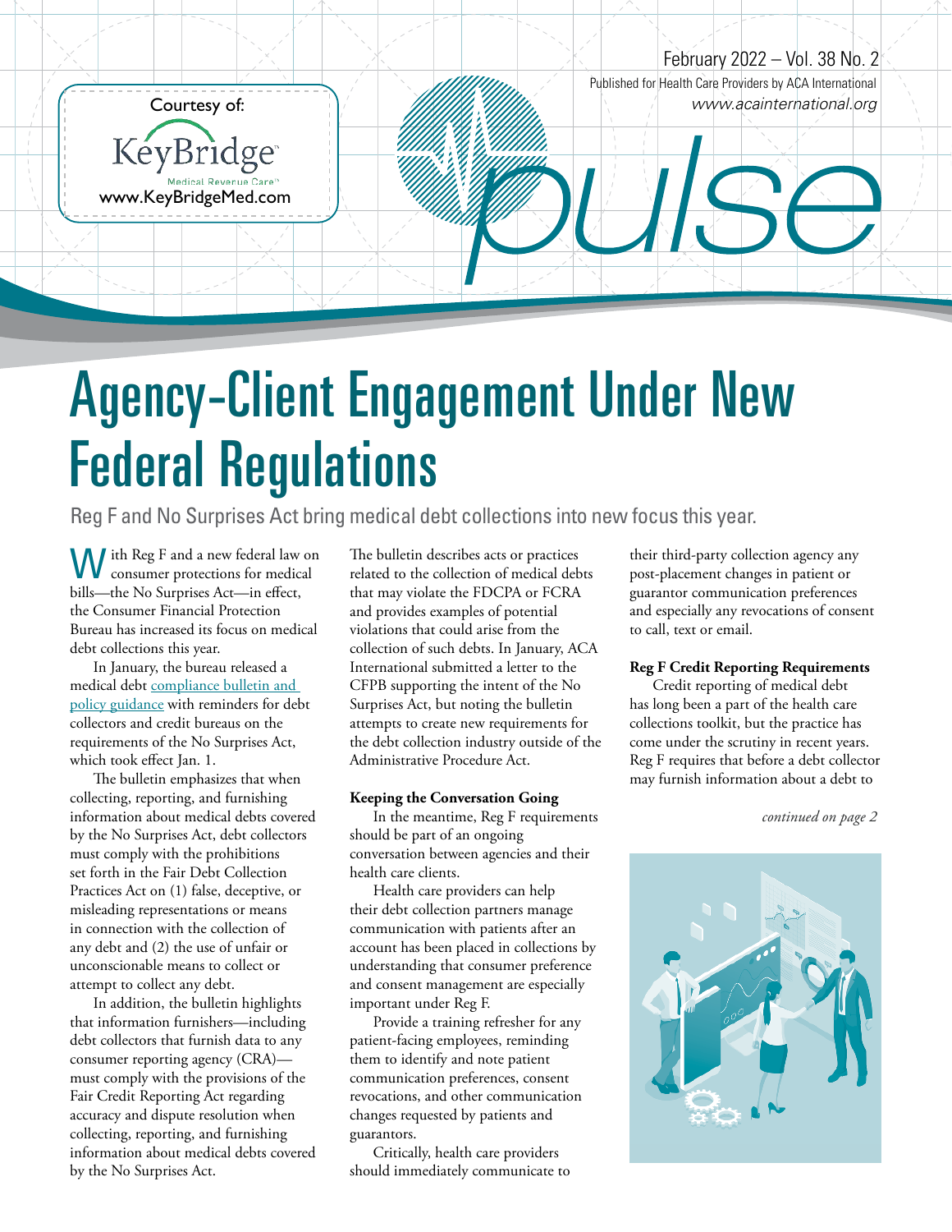Courtesy of:

KeyBridge Medical Revenue Care

www.KeyBridgeMed.com

Published for Health Care Providers by ACA International
www.acainternational.org

# pulse

# Agency-Client Engagement Under New Federal Regulations

Reg F and No Surprises Act bring medical debt collections into new focus this year.

With Reg F and a new federal law on consumer protections for medical bills—the No Surprises Act—in effect, the Consumer Financial Protection Bureau has increased its focus on medical debt collections this year.

In January, the bureau released a medical debt compliance bulletin and policy guidance with reminders for debt collectors and credit bureaus on the requirements of the No Surprises Act, which took effect Jan. 1.

The bulletin emphasizes that when collecting, reporting, and furnishing information about medical debts covered by the No Surprises Act, debt collectors must comply with the prohibitions set forth in the Fair Debt Collection Practices Act on (1) false, deceptive, or misleading representations or means in connection with the collection of any debt and (2) the use of unfair or unconscionable means to collect or attempt to collect any debt.

In addition, the bulletin highlights that information furnishers—including debt collectors that furnish data to any consumer reporting agency (CRA)—must comply with the provisions of the Fair Credit Reporting Act regarding accuracy and dispute resolution when collecting, reporting, and furnishing information about medical debts covered by the No Surprises Act.

The bulletin describes acts or practices related to the collection of medical debts that may violate the FDCPA or FCRA and provides examples of potential violations that could arise from the collection of such debts. In January, ACA International submitted a letter to the CFPB supporting the intent of the No Surprises Act, but noting the bulletin attempts to create new requirements for the debt collection industry outside of the Administrative Procedure Act.

**Keeping the Conversation Going**

In the meantime, Reg F requirements should be part of an ongoing conversation between agencies and their health care clients.

Health care providers can help their debt collection partners manage communication with patients after an account has been placed in collections by understanding that consumer preference and consent management are especially important under Reg F.

Provide a training refresher for any patient-facing employees, reminding them to identify and note patient communication preferences, consent revocations, and other communication changes requested by patients and guarantors.

Critically, health care providers should immediately communicate to their third-party collection agency any post-placement changes in patient or guarantor communication preferences and especially any revocations of consent to call, text or email.

**Reg F Credit Reporting Requirements**

Credit reporting of medical debt has long been a part of the health care collections toolkit, but the practice has come under the scrutiny in recent years. Reg F requires that before a debt collector may furnish information about a debt to

*continued on page 2*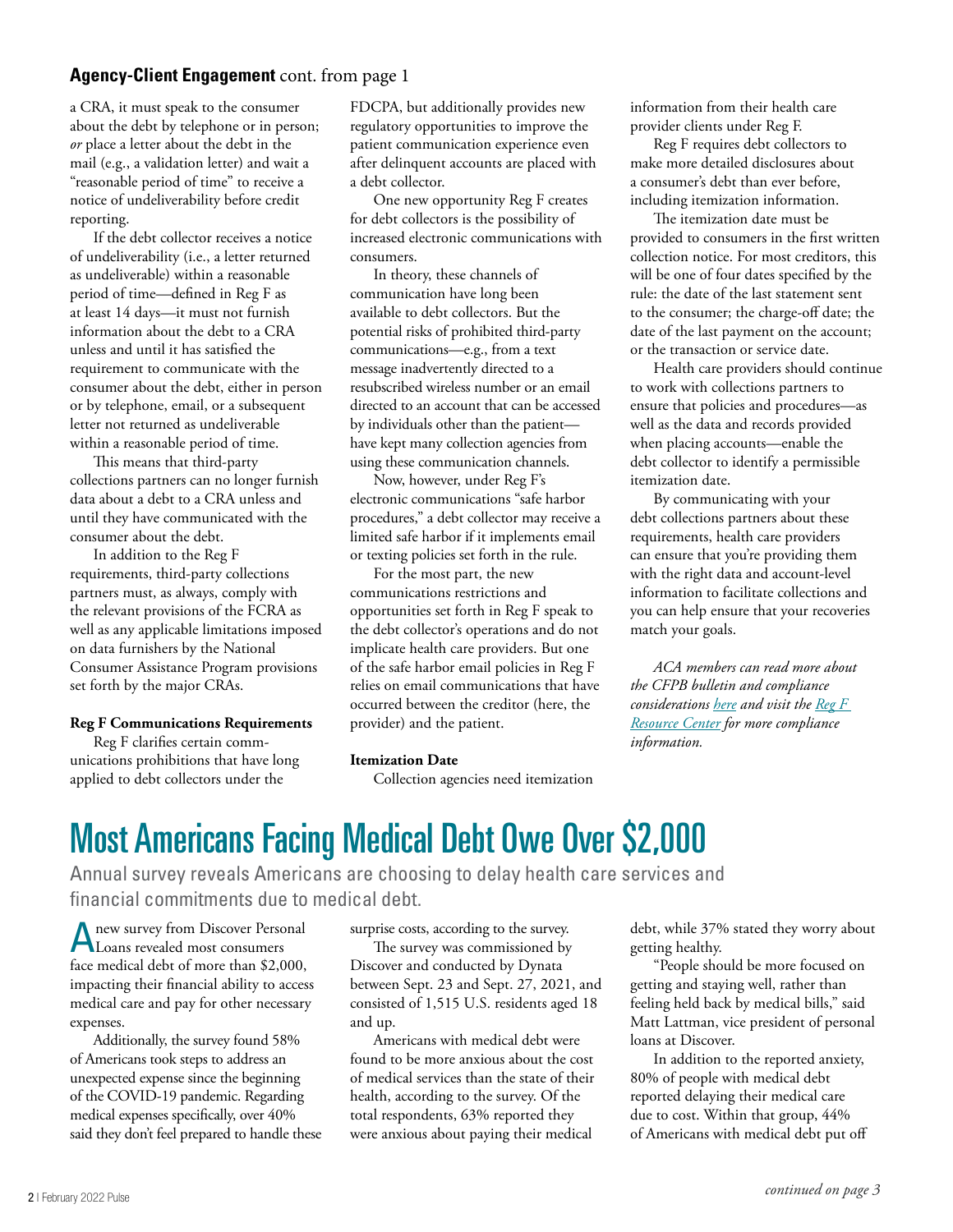**Agency-Client Engagement** cont. from page 1

a CRA, it must speak to the consumer about the debt by telephone or in person; *or* place a letter about the debt in the mail (e.g., a validation letter) and wait a "reasonable period of time" to receive a notice of undeliverability before credit reporting.

If the debt collector receives a notice of undeliverability (i.e., a letter returned as undeliverable) within a reasonable period of time—defined in Reg F as at least 14 days—it must not furnish information about the debt to a CRA unless and until it has satisfied the requirement to communicate with the consumer about the debt, either in person or by telephone, email, or a subsequent letter not returned as undeliverable within a reasonable period of time.

This means that third-party collections partners can no longer furnish data about a debt to a CRA unless and until they have communicated with the consumer about the debt.

In addition to the Reg F requirements, third-party collections partners must, as always, comply with the relevant provisions of the FCRA as well as any applicable limitations imposed on data furnishers by the National Consumer Assistance Program provisions set forth by the major CRAs.

**Reg F Communications Requirements**

Reg F clarifies certain communications prohibitions that have long applied to debt collectors under the FDCPA, but additionally provides new regulatory opportunities to improve the patient communication experience even after delinquent accounts are placed with a debt collector.

One new opportunity Reg F creates for debt collectors is the possibility of increased electronic communications with consumers.

In theory, these channels of communication have long been available to debt collectors. But the potential risks of prohibited third-party communications—e.g., from a text message inadvertently directed to a resubscribed wireless number or an email directed to an account that can be accessed by individuals other than the patient—have kept many collection agencies from using these communication channels.

Now, however, under Reg F's electronic communications "safe harbor procedures," a debt collector may receive a limited safe harbor if it implements email or texting policies set forth in the rule.

For the most part, the new communications restrictions and opportunities set forth in Reg F speak to the debt collector's operations and do not implicate health care providers. But one of the safe harbor email policies in Reg F relies on email communications that have occurred between the creditor (here, the provider) and the patient.

**Itemization Date**

Collection agencies need itemization information from their health care provider clients under Reg F.

Reg F requires debt collectors to make more detailed disclosures about a consumer's debt than ever before, including itemization information.

The itemization date must be provided to consumers in the first written collection notice. For most creditors, this will be one of four dates specified by the rule: the date of the last statement sent to the consumer; the charge-off date; the date of the last payment on the account; or the transaction or service date.

Health care providers should continue to work with collections partners to ensure that policies and procedures—as well as the data and records provided when placing accounts—enable the debt collector to identify a permissible itemization date.

By communicating with your debt collections partners about these requirements, health care providers can ensure that you're providing them with the right data and account-level information to facilitate collections and you can help ensure that your recoveries match your goals.

*ACA members can read more about the CFPB bulletin and compliance considerations [here](#) and visit the [Reg F Resource Center](#) for more compliance information.*

# Most Americans Facing Medical Debt Owe Over $2,000

Annual survey reveals Americans are choosing to delay health care services and financial commitments due to medical debt.

A new survey from Discover Personal Loans revealed most consumers face medical debt of more than $2,000, impacting their financial ability to access medical care and pay for other necessary expenses.

Additionally, the survey found 58% of Americans took steps to address an unexpected expense since the beginning of the COVID-19 pandemic. Regarding medical expenses specifically, over 40% said they don't feel prepared to handle these surprise costs, according to the survey.

The survey was commissioned by Discover and conducted by Dynata between Sept. 23 and Sept. 27, 2021, and consisted of 1,515 U.S. residents aged 18 and up.

Americans with medical debt were found to be more anxious about the cost of medical services than the state of their health, according to the survey. Of the total respondents, 63% reported they were anxious about paying their medical debt, while 37% stated they worry about getting healthy.

"People should be more focused on getting and staying well, rather than feeling held back by medical bills," said Matt Lattman, vice president of personal loans at Discover.

In addition to the reported anxiety, 80% of people with medical debt reported delaying their medical care due to cost. Within that group, 44% of Americans with medical debt put off

*continued on page 3*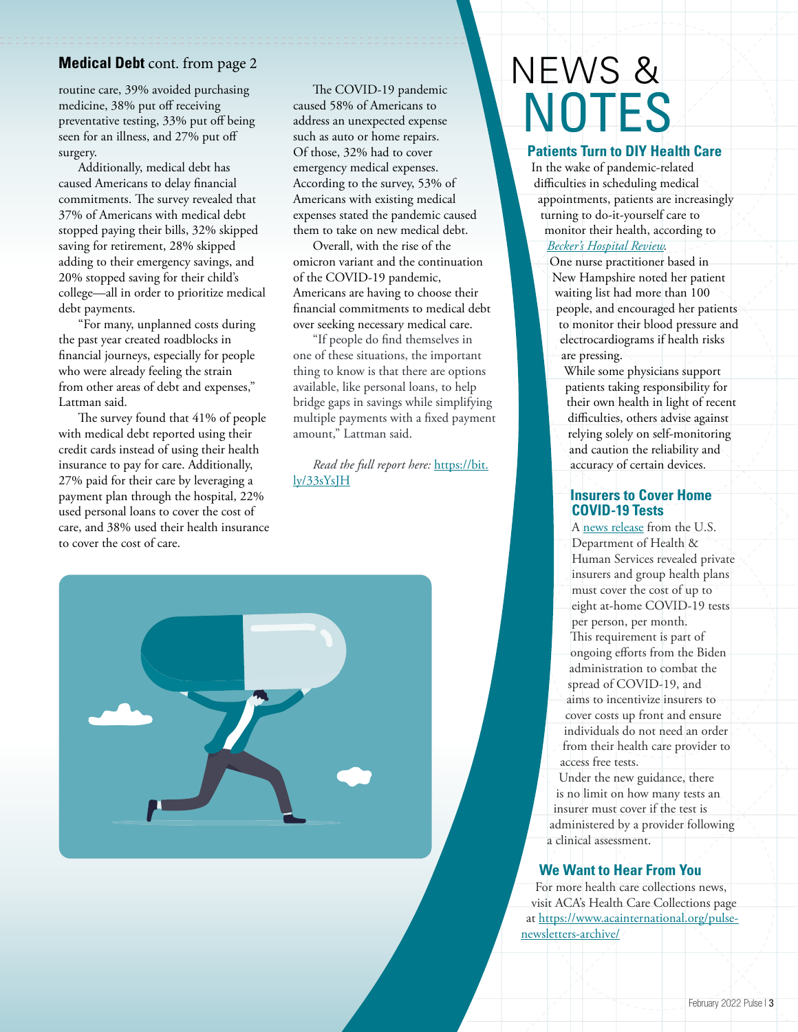**Medical Debt** cont. from page 2

routine care, 39% avoided purchasing medicine, 38% put off receiving preventative testing, 33% put off being seen for an illness, and 27% put off surgery.

Additionally, medical debt has caused Americans to delay financial commitments. The survey revealed that 37% of Americans with medical debt stopped paying their bills, 32% skipped saving for retirement, 28% skipped adding to their emergency savings, and 20% stopped saving for their child's college—all in order to prioritize medical debt payments.

"For many, unplanned costs during the past year created roadblocks in financial journeys, especially for people who were already feeling the strain from other areas of debt and expenses," Lattman said.

The survey found that 41% of people with medical debt reported using their credit cards instead of using their health insurance to pay for care. Additionally, 27% paid for their care by leveraging a payment plan through the hospital, 22% used personal loans to cover the cost of care, and 38% used their health insurance to cover the cost of care.

The COVID-19 pandemic caused 58% of Americans to address an unexpected expense such as auto or home repairs. Of those, 32% had to cover emergency medical expenses. According to the survey, 53% of Americans with existing medical expenses stated the pandemic caused them to take on new medical debt.

Overall, with the rise of the omicron variant and the continuation of the COVID-19 pandemic, Americans are having to choose their financial commitments to medical debt over seeking necessary medical care.

"If people do find themselves in one of these situations, the important thing to know is that there are options available, like personal loans, to help bridge gaps in savings while simplifying multiple payments with a fixed payment amount," Lattman said.

*Read the full report here:* https://bit.ly/33sYsJH

# NEWS & NOTES

## Patients Turn to DIY Health Care

In the wake of pandemic-related difficulties in scheduling medical appointments, patients are increasingly turning to do-it-yourself care to monitor their health, according to *Becker's Hospital Review*.

One nurse practitioner based in New Hampshire noted her patient waiting list had more than 100 people, and encouraged her patients to monitor their blood pressure and electrocardiograms if health risks are pressing.

While some physicians support patients taking responsibility for their own health in light of recent difficulties, others advise against relying solely on self-monitoring and caution the reliability and accuracy of certain devices.

## Insurers to Cover Home COVID-19 Tests

A news release from the U.S. Department of Health & Human Services revealed private insurers and group health plans must cover the cost of up to eight at-home COVID-19 tests per person, per month.

This requirement is part of ongoing efforts from the Biden administration to combat the spread of COVID-19, and aims to incentivize insurers to cover costs up front and ensure individuals do not need an order from their health care provider to access free tests.

Under the new guidance, there is no limit on how many tests an insurer must cover if the test is administered by a provider following a clinical assessment.

## We Want to Hear From You

For more health care collections news, visit ACA's Health Care Collections page at https://www.acainternational.org/pulse-newsletters-archive/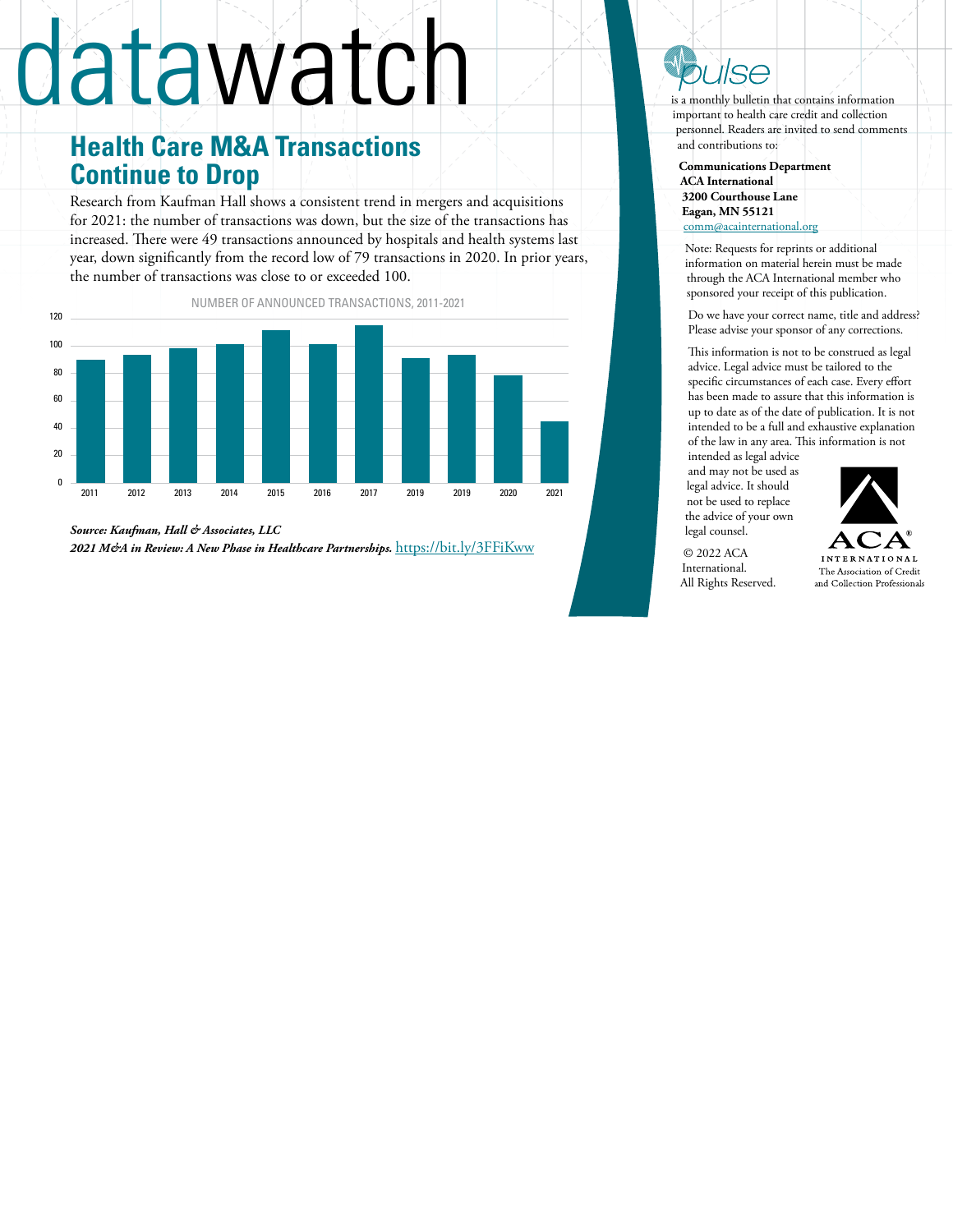# datawatch

## Health Care M&A Transactions Continue to Drop

Research from Kaufman Hall shows a consistent trend in mergers and acquisitions for 2021: the number of transactions was down, but the size of the transactions has increased. There were 49 transactions announced by hospitals and health systems last year, down significantly from the record low of 79 transactions in 2020. In prior years, the number of transactions was close to or exceeded 100.

NUMBER OF ANNOUNCED TRANSACTIONS, 2011-2021

120
100
80
60
40
20
0

2011 2012 2013 2014 2015 2016 2017 2019 2019 2020 2021

***Source: Kaufman, Hall & Associates, LLC***
***2021 M&A in Review: A New Phase in Healthcare Partnerships.*** https://bit.ly/3FFiKww

---

*pulse* is a monthly bulletin that contains information important to health care credit and collection personnel. Readers are invited to send comments and contributions to:

**Communications Department**
**ACA International**
**3200 Courthouse Lane**
**Eagan, MN 55121**
comm@acainternational.org

Note: Requests for reprints or additional information on material herein must be made through the ACA International member who sponsored your receipt of this publication.

Do we have your correct name, title and address? Please advise your sponsor of any corrections.

This information is not to be construed as legal advice. Legal advice must be tailored to the specific circumstances of each case. Every effort has been made to assure that this information is up to date as of the date of publication. It is not intended to be a full and exhaustive explanation of the law in any area. This information is not intended as legal advice and may not be used as legal advice. It should not be used to replace the advice of your own legal counsel.

© 2022 ACA International.
All Rights Reserved.

ACA® INTERNATIONAL
The Association of Credit and Collection Professionals